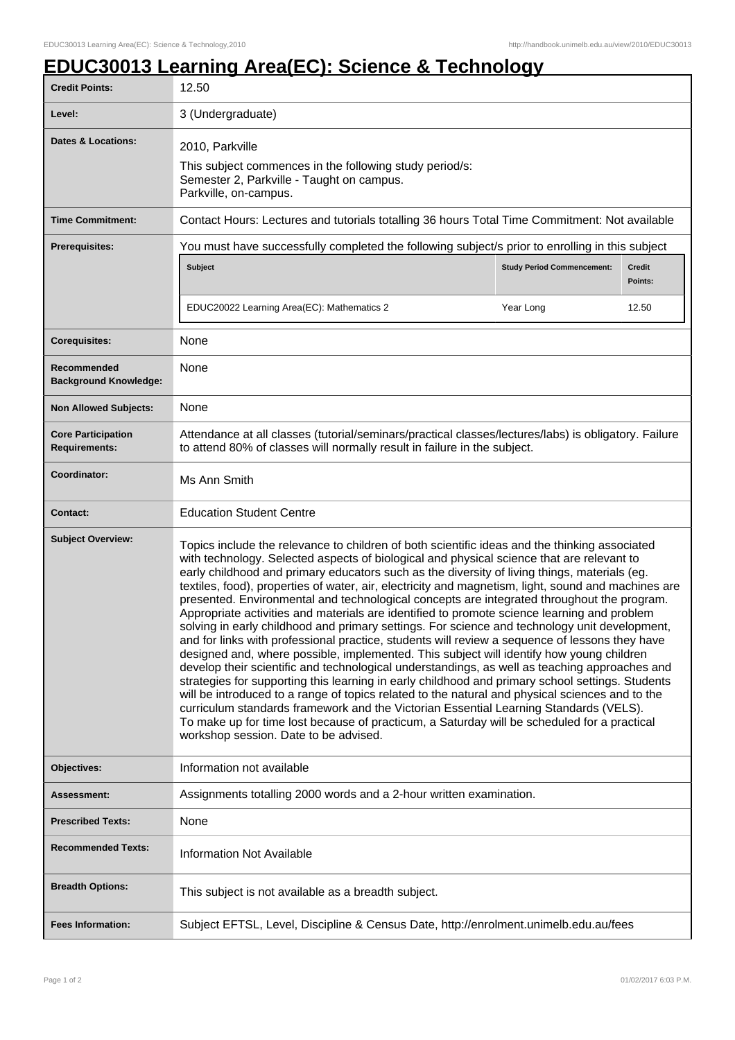# EDUC30013 Learning Area(EC): Science & Technology

| | |
|---|---|
| **Credit Points:** | 12.50 |
| **Level:** | 3 (Undergraduate) |
| **Dates & Locations:** | 2010, Parkville<br>This subject commences in the following study period/s:<br>Semester 2, Parkville - Taught on campus.<br>Parkville, on-campus. |
| **Time Commitment:** | Contact Hours: Lectures and tutorials totalling 36 hours Total Time Commitment: Not available |
| **Prerequisites:** | You must have successfully completed the following subject/s prior to enrolling in this subject<br>**Subject**: EDUC20022 Learning Area(EC): Mathematics 2 — **Study Period Commencement**: Year Long — **Credit Points**: 12.50 |
| **Corequisites:** | None |
| **Recommended Background Knowledge:** | None |
| **Non Allowed Subjects:** | None |
| **Core Participation Requirements:** | Attendance at all classes (tutorial/seminars/practical classes/lectures/labs) is obligatory. Failure to attend 80% of classes will normally result in failure in the subject. |
| **Coordinator:** | Ms Ann Smith |
| **Contact:** | Education Student Centre |
| **Subject Overview:** | Topics include the relevance to children of both scientific ideas and the thinking associated with technology. Selected aspects of biological and physical science that are relevant to early childhood and primary educators such as the diversity of living things, materials (eg. textiles, food), properties of water, air, electricity and magnetism, light, sound and machines are presented. Environmental and technological concepts are integrated throughout the program. Appropriate activities and materials are identified to promote science learning and problem solving in early childhood and primary settings. For science and technology unit development, and for links with professional practice, students will review a sequence of lessons they have designed and, where possible, implemented. This subject will identify how young children develop their scientific and technological understandings, as well as teaching approaches and strategies for supporting this learning in early childhood and primary school settings. Students will be introduced to a range of topics related to the natural and physical sciences and to the curriculum standards framework and the Victorian Essential Learning Standards (VELS).<br>To make up for time lost because of practicum, a Saturday will be scheduled for a practical workshop session. Date to be advised. |
| **Objectives:** | Information not available |
| **Assessment:** | Assignments totalling 2000 words and a 2-hour written examination. |
| **Prescribed Texts:** | None |
| **Recommended Texts:** | Information Not Available |
| **Breadth Options:** | This subject is not available as a breadth subject. |
| **Fees Information:** | Subject EFTSL, Level, Discipline & Census Date, http://enrolment.unimelb.edu.au/fees |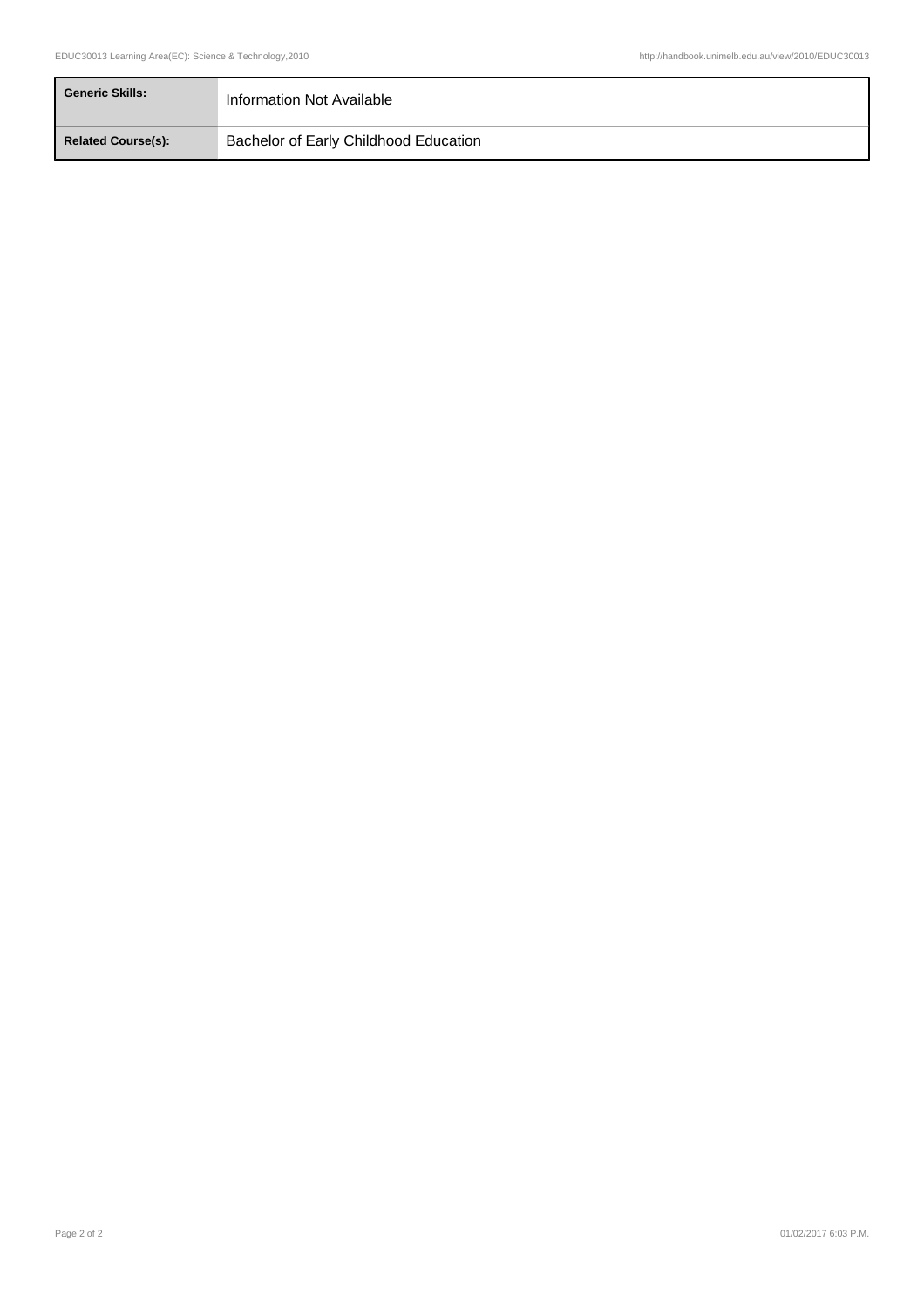| | |
|---|---|
| **Generic Skills:** | Information Not Available |
| **Related Course(s):** | Bachelor of Early Childhood Education |